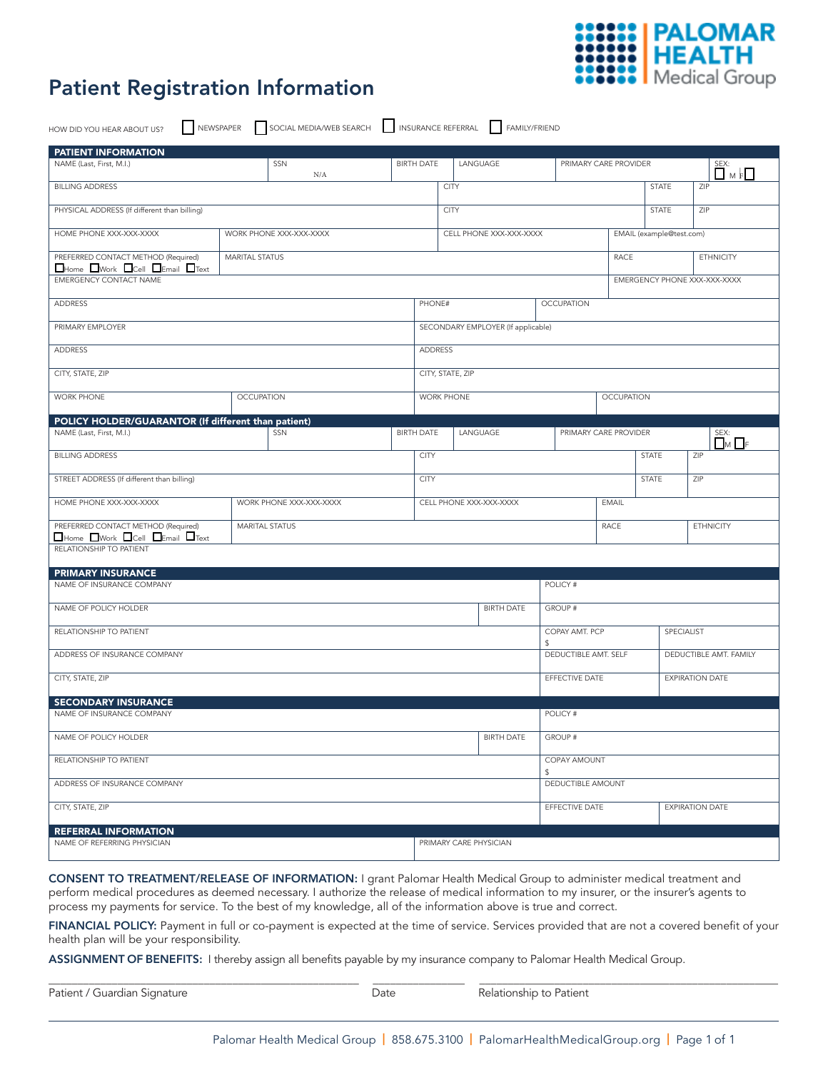PALOMAR HEALTH Medical Group

# Patient Registration Information

HOW DID YOU HEAR ABOUT US? ☐ NEWSPAPER ☐ SOCIAL MEDIA/WEB SEARCH ☐ INSURANCE REFERRAL ☐ FAMILY/FRIEND

## PATIENT INFORMATION

| NAME (Last, First, M.I.) | SSN N/A | BIRTH DATE | LANGUAGE | PRIMARY CARE PROVIDER | SEX: ☐ M ☐ F |
|---|---|---|---|---|---|
| BILLING ADDRESS | | | CITY | STATE | ZIP |
| PHYSICAL ADDRESS (If different than billing) | | | CITY | STATE | ZIP |
| HOME PHONE XXX-XXX-XXXX | WORK PHONE XXX-XXX-XXXX | | CELL PHONE XXX-XXX-XXXX | EMAIL (example@test.com) | |
| PREFERRED CONTACT METHOD (Required) ☐Home ☐Work ☐Cell ☐Email ☐Text | MARITAL STATUS | | | RACE | ETHNICITY |
| EMERGENCY CONTACT NAME | | | | EMERGENCY PHONE XXX-XXX-XXXX | |
| ADDRESS | | PHONE# | OCCUPATION | | |
| PRIMARY EMPLOYER | | SECONDARY EMPLOYER (If applicable) | | | |
| ADDRESS | | ADDRESS | | | |
| CITY, STATE, ZIP | | CITY, STATE, ZIP | | | |
| WORK PHONE | OCCUPATION | WORK PHONE | OCCUPATION | | |

## POLICY HOLDER/GUARANTOR (If different than patient)

| NAME (Last, First, M.I.) | SSN | BIRTH DATE | LANGUAGE | PRIMARY CARE PROVIDER | SEX: ☐M ☐F |
|---|---|---|---|---|---|
| BILLING ADDRESS | | | CITY | STATE | ZIP |
| STREET ADDRESS (If different than billing) | | | CITY | STATE | ZIP |
| HOME PHONE XXX-XXX-XXXX | WORK PHONE XXX-XXX-XXXX | | CELL PHONE XXX-XXX-XXXX | EMAIL | |
| PREFERRED CONTACT METHOD (Required) ☐Home ☐Work ☐Cell ☐Email ☐Text | MARITAL STATUS | | | RACE | ETHNICITY |
| RELATIONSHIP TO PATIENT | | | | | |

## PRIMARY INSURANCE

| NAME OF INSURANCE COMPANY | | POLICY # | |
|---|---|---|---|
| NAME OF POLICY HOLDER | BIRTH DATE | GROUP # | |
| RELATIONSHIP TO PATIENT | | COPAY AMT. PCP $ | SPECIALIST |
| ADDRESS OF INSURANCE COMPANY | | DEDUCTIBLE AMT. SELF | DEDUCTIBLE AMT. FAMILY |
| CITY, STATE, ZIP | | EFFECTIVE DATE | EXPIRATION DATE |

## SECONDARY INSURANCE

| NAME OF INSURANCE COMPANY | | POLICY # | |
|---|---|---|---|
| NAME OF POLICY HOLDER | BIRTH DATE | GROUP # | |
| RELATIONSHIP TO PATIENT | | COPAY AMOUNT $ | |
| ADDRESS OF INSURANCE COMPANY | | DEDUCTIBLE AMOUNT | |
| CITY, STATE, ZIP | | EFFECTIVE DATE | EXPIRATION DATE |

## REFERRAL INFORMATION

| NAME OF REFERRING PHYSICIAN | PRIMARY CARE PHYSICIAN |
|---|---|

**CONSENT TO TREATMENT/RELEASE OF INFORMATION:** I grant Palomar Health Medical Group to administer medical treatment and perform medical procedures as deemed necessary. I authorize the release of medical information to my insurer, or the insurer's agents to process my payments for service. To the best of my knowledge, all of the information above is true and correct.

**FINANCIAL POLICY:** Payment in full or co-payment is expected at the time of service. Services provided that are not a covered benefit of your health plan will be your responsibility.

**ASSIGNMENT OF BENEFITS:** I thereby assign all benefits payable by my insurance company to Palomar Health Medical Group.

Patient / Guardian Signature ____________________ Date __________ Relationship to Patient ____________________

Palomar Health Medical Group | 858.675.3100 | PalomarHealthMedicalGroup.org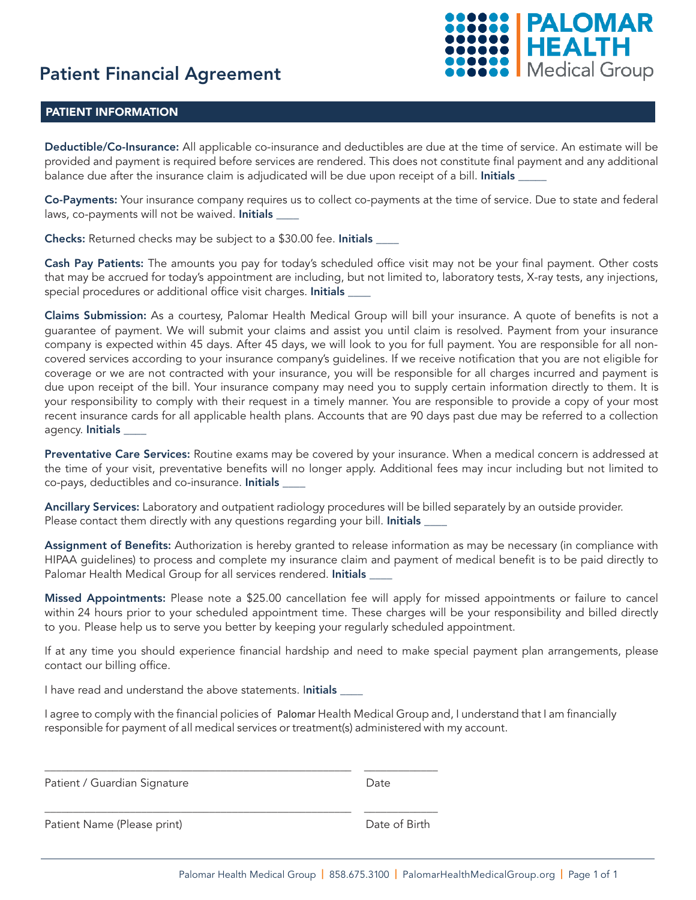# Patient Financial Agreement

PALOMAR HEALTH Medical Group

## PATIENT INFORMATION

**Deductible/Co-Insurance:** All applicable co-insurance and deductibles are due at the time of service. An estimate will be provided and payment is required before services are rendered. This does not constitute final payment and any additional balance due after the insurance claim is adjudicated will be due upon receipt of a bill. **Initials** _____

**Co-Payments:** Your insurance company requires us to collect co-payments at the time of service. Due to state and federal laws, co-payments will not be waived. **Initials** ____

**Checks:** Returned checks may be subject to a $30.00 fee. **Initials** ____

**Cash Pay Patients:** The amounts you pay for today's scheduled office visit may not be your final payment. Other costs that may be accrued for today's appointment are including, but not limited to, laboratory tests, X-ray tests, any injections, special procedures or additional office visit charges. **Initials** ____

**Claims Submission:** As a courtesy, Palomar Health Medical Group will bill your insurance. A quote of benefits is not a guarantee of payment. We will submit your claims and assist you until claim is resolved. Payment from your insurance company is expected within 45 days. After 45 days, we will look to you for full payment. You are responsible for all non-covered services according to your insurance company's guidelines. If we receive notification that you are not eligible for coverage or we are not contracted with your insurance, you will be responsible for all charges incurred and payment is due upon receipt of the bill. Your insurance company may need you to supply certain information directly to them. It is your responsibility to comply with their request in a timely manner. You are responsible to provide a copy of your most recent insurance cards for all applicable health plans. Accounts that are 90 days past due may be referred to a collection agency. **Initials** ____

**Preventative Care Services:** Routine exams may be covered by your insurance. When a medical concern is addressed at the time of your visit, preventative benefits will no longer apply. Additional fees may incur including but not limited to co-pays, deductibles and co-insurance. **Initials** ____

**Ancillary Services:** Laboratory and outpatient radiology procedures will be billed separately by an outside provider. Please contact them directly with any questions regarding your bill. **Initials** ____

**Assignment of Benefits:** Authorization is hereby granted to release information as may be necessary (in compliance with HIPAA guidelines) to process and complete my insurance claim and payment of medical benefit is to be paid directly to Palomar Health Medical Group for all services rendered. **Initials** ____

**Missed Appointments:** Please note a $25.00 cancellation fee will apply for missed appointments or failure to cancel within 24 hours prior to your scheduled appointment time. These charges will be your responsibility and billed directly to you. Please help us to serve you better by keeping your regularly scheduled appointment.

If at any time you should experience financial hardship and need to make special payment plan arrangements, please contact our billing office.

I have read and understand the above statements. **Initials** ____

I agree to comply with the financial policies of Palomar Health Medical Group and, I understand that I am financially responsible for payment of all medical services or treatment(s) administered with my account.

_______________________________________________ ____________

Patient / Guardian Signature Date

_______________________________________________ ____________

Patient Name (Please print) Date of Birth

Palomar Health Medical Group | 858.675.3100 | PalomarHealthMedicalGroup.org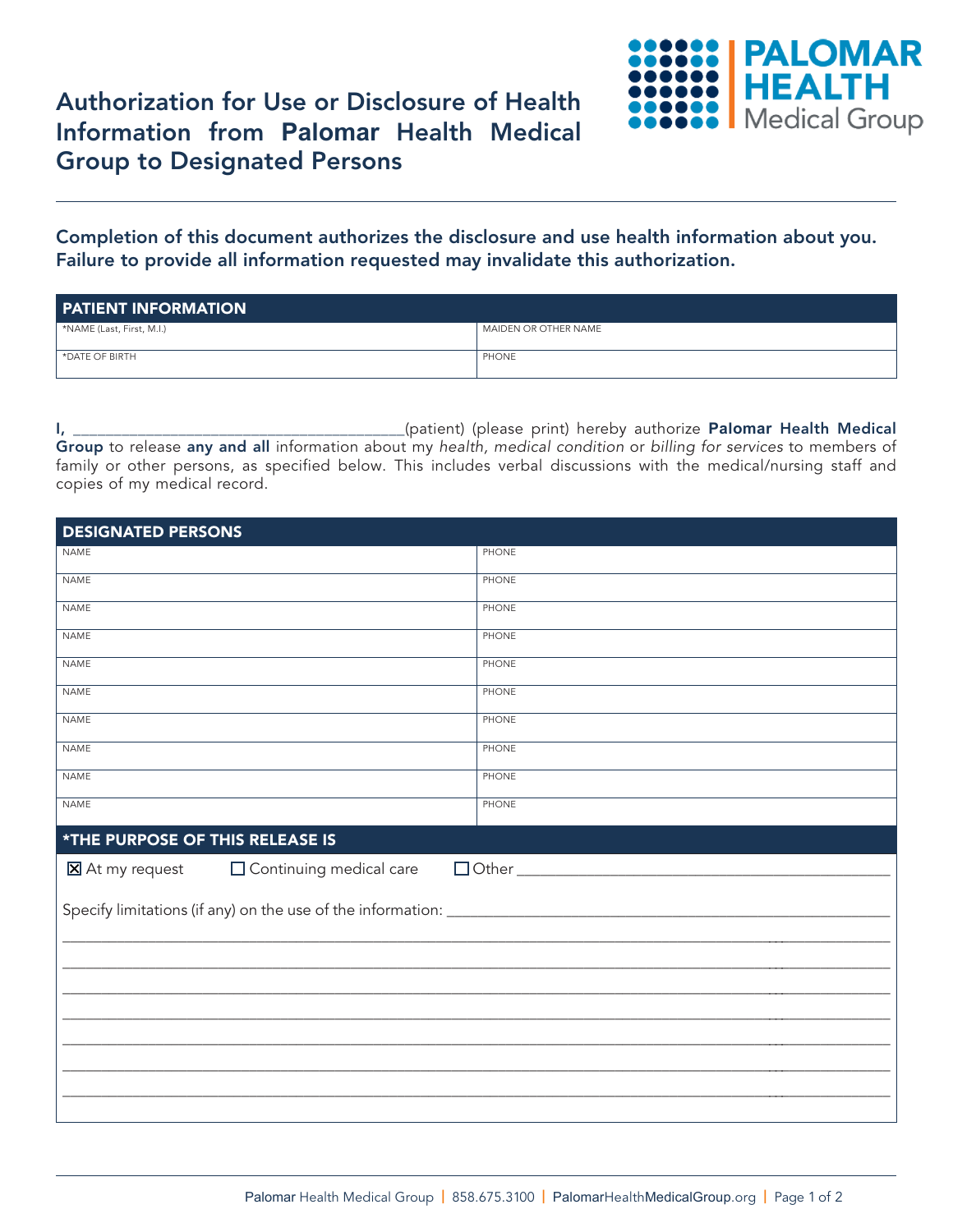# Authorization for Use or Disclosure of Health Information from Palomar Health Medical Group to Designated Persons

**Completion of this document authorizes the disclosure and use health information about you. Failure to provide all information requested may invalidate this authorization.**

| PATIENT INFORMATION | |
|---|---|
| *NAME (Last, First, M.I.) | MAIDEN OR OTHER NAME |
| *DATE OF BIRTH | PHONE |

I, ______________________________________(patient) (please print) hereby authorize **Palomar Health Medical Group** to release **any and all** information about my *health, medical condition* or *billing for services* to members of family or other persons, as specified below. This includes verbal discussions with the medical/nursing staff and copies of my medical record.

| DESIGNATED PERSONS | |
|---|---|
| NAME | PHONE |
| NAME | PHONE |
| NAME | PHONE |
| NAME | PHONE |
| NAME | PHONE |
| NAME | PHONE |
| NAME | PHONE |
| NAME | PHONE |
| NAME | PHONE |
| NAME | PHONE |

**\*THE PURPOSE OF THIS RELEASE IS**

☒ At my request ☐ Continuing medical care ☐ Other ______________________________

Specify limitations (if any) on the use of the information: ______________________________

______________________________________________________________________

______________________________________________________________________

______________________________________________________________________

______________________________________________________________________

______________________________________________________________________

______________________________________________________________________

______________________________________________________________________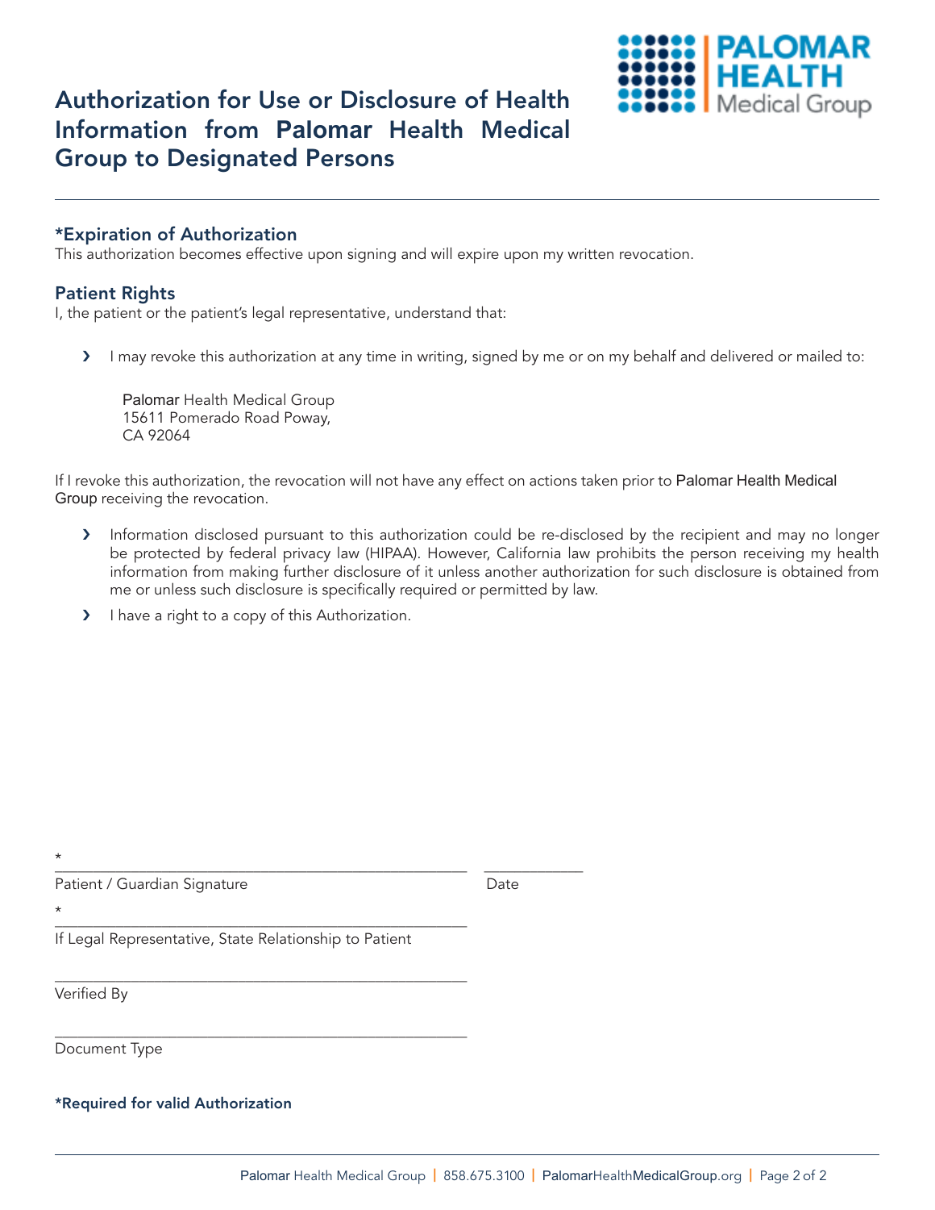# Authorization for Use or Disclosure of Health Information from Palomar Health Medical Group to Designated Persons

## *Expiration of Authorization

This authorization becomes effective upon signing and will expire upon my written revocation.

## Patient Rights

I, the patient or the patient's legal representative, understand that:

- I may revoke this authorization at any time in writing, signed by me or on my behalf and delivered or mailed to:

  Palomar Health Medical Group
  15611 Pomerado Road Poway,
  CA 92064

If I revoke this authorization, the revocation will not have any effect on actions taken prior to Palomar Health Medical Group receiving the revocation.

- Information disclosed pursuant to this authorization could be re-disclosed by the recipient and may no longer be protected by federal privacy law (HIPAA). However, California law prohibits the person receiving my health information from making further disclosure of it unless another authorization for such disclosure is obtained from me or unless such disclosure is specifically required or permitted by law.
- I have a right to a copy of this Authorization.

*\_\_\_\_\_\_\_\_\_\_\_\_\_\_\_\_\_\_\_\_\_\_\_\_\_\_\_\_\_\_\_\_\_\_\_\_\_\_\_\_ \_\_\_\_\_\_\_\_\_\_\_\_
Patient / Guardian Signature Date

*\_\_\_\_\_\_\_\_\_\_\_\_\_\_\_\_\_\_\_\_\_\_\_\_\_\_\_\_\_\_\_\_\_\_\_\_\_\_\_\_
If Legal Representative, State Relationship to Patient

\_\_\_\_\_\_\_\_\_\_\_\_\_\_\_\_\_\_\_\_\_\_\_\_\_\_\_\_\_\_\_\_\_\_\_\_\_\_\_\_
Verified By

\_\_\_\_\_\_\_\_\_\_\_\_\_\_\_\_\_\_\_\_\_\_\_\_\_\_\_\_\_\_\_\_\_\_\_\_\_\_\_\_
Document Type

**\*Required for valid Authorization**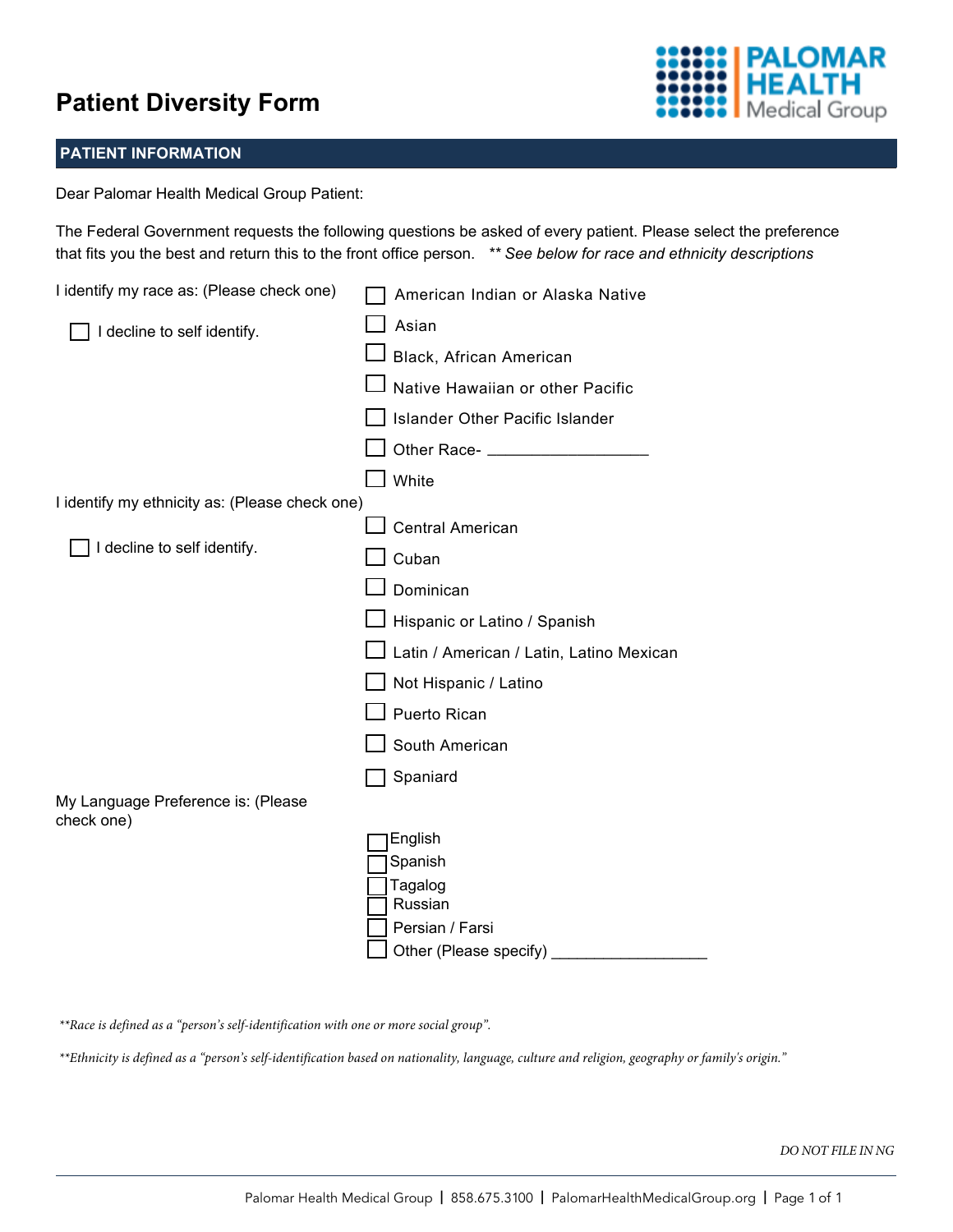# Patient Diversity Form

PALOMAR HEALTH Medical Group

## PATIENT INFORMATION

Dear Palomar Health Medical Group Patient:

The Federal Government requests the following questions be asked of every patient. Please select the preference that fits you the best and return this to the front office person. *** See below for race and ethnicity descriptions*

I identify my race as: (Please check one)

- ☐ I decline to self identify.

- ☐ American Indian or Alaska Native
- ☐ Asian
- ☐ Black, African American
- ☐ Native Hawaiian or other Pacific
- ☐ Islander Other Pacific Islander
- ☐ Other Race- ___________________
- ☐ White

I identify my ethnicity as: (Please check one)

- ☐ I decline to self identify.

- ☐ Central American
- ☐ Cuban
- ☐ Dominican
- ☐ Hispanic or Latino / Spanish
- ☐ Latin / American / Latin, Latino Mexican
- ☐ Not Hispanic / Latino
- ☐ Puerto Rican
- ☐ South American
- ☐ Spaniard

My Language Preference is: (Please check one)

- ☐ English
- ☐ Spanish
- ☐ Tagalog
- ☐ Russian
- ☐ Persian / Farsi
- ☐ Other (Please specify) ___________________

*\*\*Race is defined as a "person's self-identification with one or more social group".*

*\*\*Ethnicity is defined as a "person's self-identification based on nationality, language, culture and religion, geography or family's origin."*

*DO NOT FILE IN NG*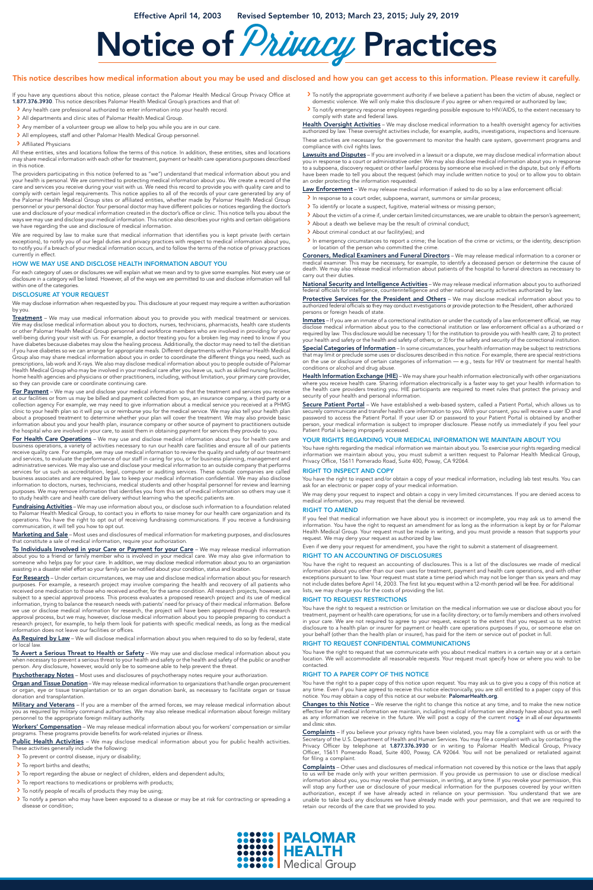Effective April 14, 2003 Revised September 10, 2013; March 23, 2015; July 29, 2019

# Notice of *Privacy* Practices

**This notice describes how medical information about you may be used and disclosed and how you can get access to this information. Please review it carefully.**

If you have any questions about this notice, please contact the Palomar Health Medical Group Privacy Office at **1.877.376.3930**. This notice describes Palomar Health Medical Group's practices and that of:

- Any health care professional authorized to enter information into your health record.
- All departments and clinic sites of Palomar Health Medical Group.
- Any member of a volunteer group we allow to help you while you are in our care.
- All employees, staff and other Palomar Health Medical Group personnel.
- Affiliated Physicians

All these entities, sites and locations follow the terms of this notice. In addition, these entities, sites and locations may share medical information with each other for treatment, payment or health care operations purposes described in this notice.

The providers participating in this notice (referred to as "we") understand that medical information about you and your health is personal. We are committed to protecting medical information about you. We create a record of the care and services you receive during your visit with us. We need this record to provide you with quality care and to comply with certain legal requirements. This notice applies to all of the records of your care generated by any of the Palomar Health Medical Group sites or affiliated entities, whether made by Palomar Health Medical Group personnel or your personal doctor. Your personal doctor may have different policies or notices regarding the doctor's use and disclosure of your medical information created in the doctor's office or clinic. This notice tells you about the ways we may use and disclose your medical information. This notice also describes your rights and certain obligations we have regarding the use and disclosure of medical information.

We are required by law to make sure that medical information that identifies you is kept private (with certain exceptions), to notify you of our legal duties and privacy practices with respect to medical information about you, to notify you if a breach of your medical information occurs, and to follow the terms of the notice of privacy practices currently in effect.

## HOW WE MAY USE AND DISCLOSE HEALTH INFORMATION ABOUT YOU

For each category of uses or disclosures we will explain what we mean and try to give some examples. Not every use or disclosure in a category will be listed. However, all of the ways we are permitted to use and disclose information will fall within one of the categories.

## DISCLOSURE AT YOUR REQUEST

We may disclose information when requested by you. This disclosure at your request may require a written authorization by you.

**Treatment** – We may use medical information about you to provide you with medical treatment or services. We may disclose medical information about you to doctors, nurses, technicians, pharmacists, health care students or other Palomar Health Medical Group personnel and workforce members who are involved in providing for your well-being during your visit with us. For example, a doctor treating you for a broken leg may need to know if you have diabetes because diabetes may slow the healing process. Additionally, the doctor may need to tell the dietitian if you have diabetes so we can arrange for appropriate meals. Different departments within Palomar Health Medical Group also may share medical information about you in order to coordinate the different things you need, such as prescriptions, lab work and X-rays. We also may disclose medical information about you to people outside of Palomar Health Medical Group who may be involved in your medical care after you leave us, such as skilled nursing facilities, home health agencies and physicians or other practitioners, including, without limitation, your primary care provider, so they can provide care or coordinate continuing care.

**For Payment** – We may use and disclose your medical information so that the treatment and services you receive at our facilities or from us may be billed and payment collected from you, an insurance company, a third party or a collection agency For example, we may need to give information about a medical service you received at a PHMG clinic to your health plan so it will pay us or reimburse you for the medical service. We may also tell your health plan about a proposed treatment to determine whether your plan will cover the treatment. We may also provide basic information about you and your health plan, insurance company or other source of payment to practitioners outside the hospital who are involved in your care, to assist them in obtaining payment for services they provide to you.

**For Health Care Operations** – We may use and disclose medical information about you for health care and business operations, a variety of activities necessary to run our health care facilities and ensure all of our patients receive quality care. For example, we may use medical information to review the quality and safety of our treatment and services, to evaluate the performance of our staff in caring for you, or for business planning, management and administrative services. We may also use and disclose your medical information to an outside company that performs services for us such as accreditation, legal, computer or auditing services. These outside companies are called business associates and are required by law to keep your medical information confidential. We also disclose information to doctors, nurses, technicians, medical students and other hospital personnel for review and learning purposes. We may remove information that identifies you from this set of medical information so others may use it to study health care and health care delivery without learning who the specific patients are.

**Fundraising Activities** – We may use information about you, or disclose such information to a foundation related to Palomar Health Medical Group, to contact you in efforts to raise money for our health care organization and its operations. You have the right to opt out of receiving fundraising communications. If you receive a fundraising communication, it will tell you how to opt out.

**Marketing and Sale** – Most uses and disclosures of medical information for marketing purposes, and disclosures that constitute a sale of medical information, require your authorization.

**To Individuals Involved in your Care or Payment for your Care** – We may release medical information about you to a friend or family member who is involved in your medical care. We may also give information to someone who helps pay for your care. In addition, we may disclose medical information about you to an organization assisting in a disaster relief effort so your family can be notified about your condition, status and location.

**For Research** – Under certain circumstances, we may use and disclose medical information about you for research purposes. For example, a research project may involve comparing the health and recovery of all patients who received one medication to those who received another, for the same condition. All research projects, however, are subject to a special approval process. This process evaluates a proposed research project and its use of medical information, trying to balance the research needs with patients' need for privacy of their medical information. Before we use or disclose medical information for research, the project will have been approved through this research approval process, but we may, however, disclose medical information about you to people preparing to conduct a research project, for example, to help them look for patients with specific medical needs, as long as the medical information does not leave our facilities or offices.

**As Required by Law** – We will disclose medical information about you when required to do so by federal, state or local law.

**To Avert a Serious Threat to Health or Safety** – We may use and disclose medical information about you when necessary to prevent a serious threat to your health and safety or the health and safety of the public or another person. Any disclosure, however, would only be to someone able to help prevent the threat.

**Psychotherapy Notes** – Most uses and disclosures of psychotherapy notes require your authorization.

**Organ and Tissue Donation** – We may release medical information to organizations that handle organ procurement or organ, eye or tissue transplantation or to an organ donation bank, as necessary to facilitate organ or tissue donation and transplantation.

**Military and Veterans** – If you are a member of the armed forces, we may release medical information about you as required by military command authorities. We may also release medical information about foreign military personnel to the appropriate foreign military authority.

**Workers' Compensation** – We may release medical information about you for workers' compensation or similar programs. These programs provide benefits for work-related injuries or illness.

**Public Health Activities** – We may disclose medical information about you for public health activities. These activities generally include the following:

- To prevent or control disease, injury or disability;
- To report births and deaths;
- To report regarding the abuse or neglect of children, elders and dependent adults;
- To report reactions to medications or problems with products;
- To notify people of recalls of products they may be using;
- To notify a person who may have been exposed to a disease or may be at risk for contracting or spreading a disease or condition;
- To notify the appropriate government authority if we believe a patient has been the victim of abuse, neglect or domestic violence. We will only make this disclosure if you agree or when required or authorized by law;
- To notify emergency response employees regarding possible exposure to HIV/AIDS, to the extent necessary to comply with state and federal laws.

**Health Oversight Activities** – We may disclose medical information to a health oversight agency for activities authorized by law. These oversight activities include, for example, audits, investigations, inspections and licensure.

These activities are necessary for the government to monitor the health care system, government programs and compliance with civil rights laws.

**Lawsuits and Disputes** – If you are involved in a lawsuit or a dispute, we may disclose medical information about you in response to a court or administrative order. We may also disclose medical information about you in response to a subpoena, discovery request or other lawful process by someone else involved in the dispute, but only if efforts have been made to tell you about the request (which may include written notice to you) or to allow you to obtain an order protecting the information requested.

**Law Enforcement** – We may release medical information if asked to do so by a law enforcement official:

- In response to a court order, subpoena, warrant, summons or similar process;
- To identify or locate a suspect, fugitive, material witness or missing person;
- About the victim of a crime if, under certain limited circumstances, we are unable to obtain the person's agreement;
- About a death we believe may be the result of criminal conduct;
- About criminal conduct at our facility(ies); and
- In emergency circumstances to report a crime; the location of the crime or victims; or the identity, description or location of the person who committed the crime.

**Coroners, Medical Examiners and Funeral Directors** – We may release medical information to a coroner or medical examiner. This may be necessary, for example, to identify a deceased person or determine the cause of death. We may also release medical information about patients of the hospital to funeral directors as necessary to carry out their duties.

**National Security and Intelligence Activities** – We may release medical information about you to authorized federal officials for intelligence, counterintelligence and other national security activities authorized by law.

**Protective Services for the President and Others** – We may disclose medical information about you to authorized federal officials so they may conduct investigations or provide protection to the President, other authorized persons or foreign heads of state.

**Inmates** – If you are an inmate of a correctional institution or under the custody of a law enforcement official, we may disclose medical information about you to the correctional institution or law enforcement official as authorized or required by law. This disclosure would be necessary 1) for the institution to provide you with health care; 2) to protect your health and safety or the health and safety of others; or 3) for the safety and security of the correctional institution.

**Special Categories of Information** – In some circumstances, your health information may be subject to restrictions that may limit or preclude some uses or disclosures described in this notice. For example, there are special restrictions on the use or disclosure of certain categories of information — e.g., tests for HIV or treatment for mental health conditions or alcohol and drug abuse.

**Health Information Exchange (HIE)** – We may share your health information electronically with other organizations where you receive health care. Sharing information electronically is a faster way to get your health information to the health care providers treating you. HIE participants are required to meet rules that protect the privacy and security of your health and personal information.

**Secure Patient Portal** – We have established a web-based system, called a Patient Portal, which allows us to securely communicate and transfer health care information to you. With your consent, you will receive a user ID and password to access the Patient Portal. If your user ID or password to your Patient Portal is obtained by another person, your medical information is subject to improper disclosure. Please notify us immediately if you feel your Patient Portal is being improperly accessed.

## YOUR RIGHTS REGARDING YOUR MEDICAL INFORMATION WE MAINTAIN ABOUT YOU

You have rights regarding the medical information we maintain about you. To exercise your rights regarding medical information we maintain about you, you must submit a written request to Palomar Health Medical Group, Privacy Office, 15611 Pomerado Road, Suite 400, Poway, CA 92064.

## RIGHT TO INSPECT AND COPY

You have the right to inspect and/or obtain a copy of your medical information, including lab test results. You can ask for an electronic or paper copy of your medical information.

We may deny your request to inspect and obtain a copy in very limited circumstances. If you are denied access to medical information, you may request that the denial be reviewed.

## RIGHT TO AMEND

If you feel that medical information we have about you is incorrect or incomplete, you may ask us to amend the information. You have the right to request an amendment for as long as the information is kept by or for Palomar Health Medical Group. Your request must be made in writing, and you must provide a reason that supports your request. We may deny your request as authorized by law.

Even if we deny your request for amendment, you have the right to submit a statement of disagreement.

## RIGHT TO AN ACCOUNTING OF DISCLOSURES

You have the right to request an accounting of disclosures. This is a list of the disclosures we made of medical information about you other than our own uses for treatment, payment and health care operations, and with other exceptions pursuant to law. Your request must state a time period which may not be longer than six years and may not include dates before April 14, 2003. The first list you request within a 12-month period will be free. For additional lists, we may charge you for the costs of providing the list.

## RIGHT TO REQUEST RESTRICTIONS

You have the right to request a restriction or limitation on the medical information we use or disclose about you for treatment, payment or health care operations; for use in a facility directory; or to family members and others involved in your care. We are not required to agree to your request, except to the extent that you request us to restrict disclosure to a health plan or insurer for payment or health care operations purposes if you, or someone else on your behalf (other than the health plan or insurer), has paid for the item or service out of pocket in full.

## RIGHT TO REQUEST CONFIDENTIAL COMMUNICATIONS

You have the right to request that we communicate with you about medical matters in a certain way or at a certain location. We will accommodate all reasonable requests. Your request must specify how or where you wish to be contacted.

## RIGHT TO A PAPER COPY OF THIS NOTICE

You have the right to a paper copy of this notice upon request. You may ask us to give you a copy of this notice at any time. Even if you have agreed to receive this notice electronically, you are still entitled to a paper copy of this notice. You may obtain a copy of this notice at our website: **PalomarHealth.org**.

**Changes to this Notice** – We reserve the right to change this notice at any time, and to make the new notice effective for all medical information we maintain, including medical information we already have about you as well as any information we receive in the future. We will post a copy of the current notice in all of our departments and clinic sites.

**Complaints** – If you believe your privacy rights have been violated, you may file a complaint with us or with the Secretary of the U.S. Department of Health and Human Services. You may file a complaint with us by contacting the Privacy Officer by telephone at **1.877.376.3930** or in writing to Palomar Health Medical Group, Privacy Officer, 15611 Pomerado Road, Suite 400, Poway, CA 92064. You will not be penalized or retaliated against for filing a complaint.

**Complaints** – Other uses and disclosures of medical information not covered by this notice or the laws that apply to us will be made only with your written permission. If you provide us permission to use or disclose medical information about you, you may revoke that permission, in writing, at any time. If you revoke your permission, this will stop any further use or disclosure of your medical information for the purposes covered by your written authorization, except if we have already acted in reliance on your permission. You understand that we are unable to take back any disclosures we have already made with your permission, and that we are required to retain our records of the care that we provided to you.

PALOMAR HEALTH Medical Group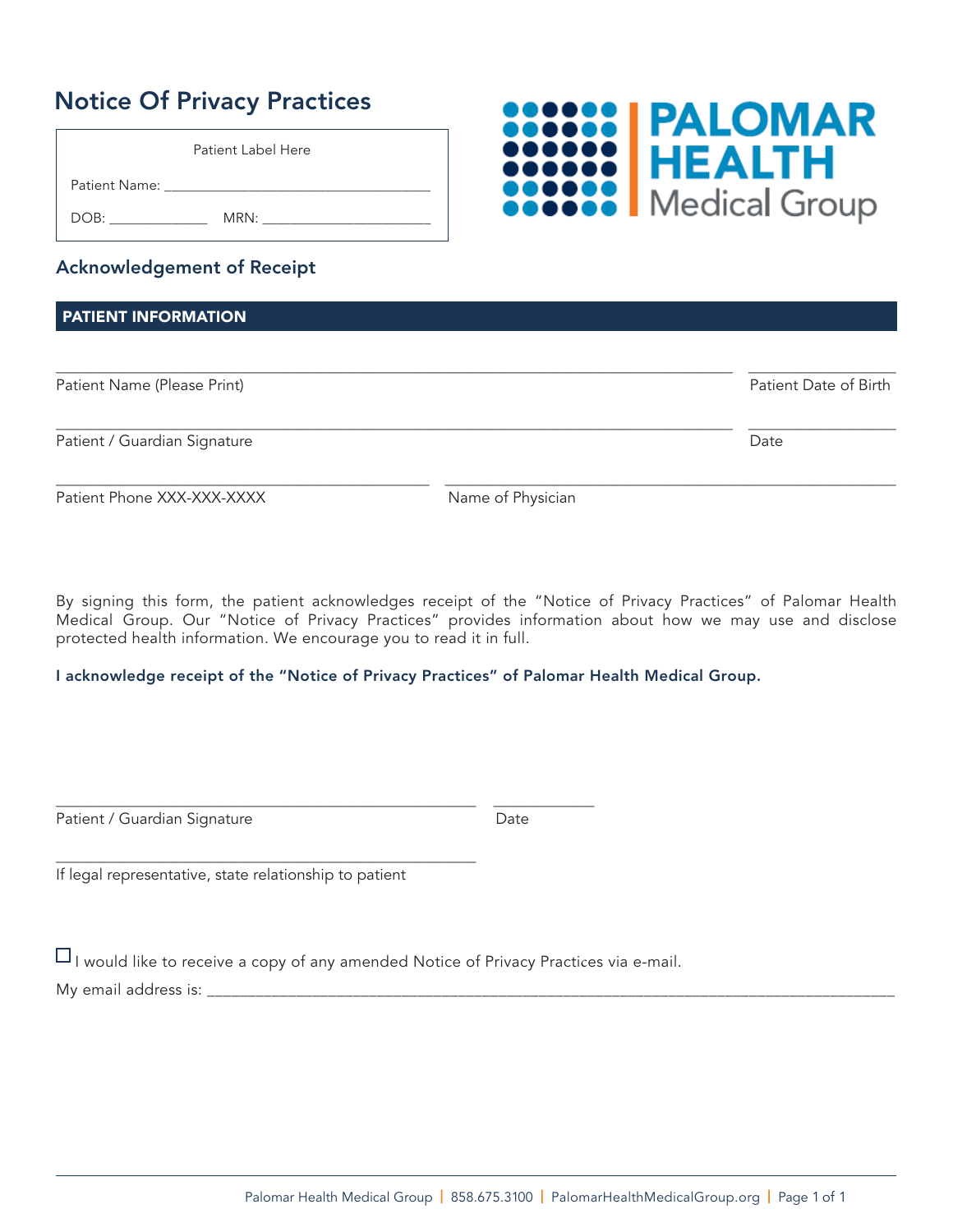# Notice Of Privacy Practices

Patient Label Here

Patient Name: ___________________________________

DOB: _____________ MRN: _______________________

PALOMAR HEALTH Medical Group

## Acknowledgement of Receipt

### PATIENT INFORMATION

_______________________________________________ _______________

Patient Name (Please Print) Patient Date of Birth

_______________________________________________ _______________

Patient / Guardian Signature Date

_______________________________ _______________________________

Patient Phone XXX-XXX-XXXX Name of Physician

By signing this form, the patient acknowledges receipt of the "Notice of Privacy Practices" of Palomar Health Medical Group. Our "Notice of Privacy Practices" provides information about how we may use and disclose protected health information. We encourage you to read it in full.

**I acknowledge receipt of the "Notice of Privacy Practices" of Palomar Health Medical Group.**

___________________________________ ____________

Patient / Guardian Signature Date

___________________________________

If legal representative, state relationship to patient

☐ I would like to receive a copy of any amended Notice of Privacy Practices via e-mail.

My email address is: ______________________________________________________________

Palomar Health Medical Group | 858.675.3100 | PalomarHealthMedicalGroup.org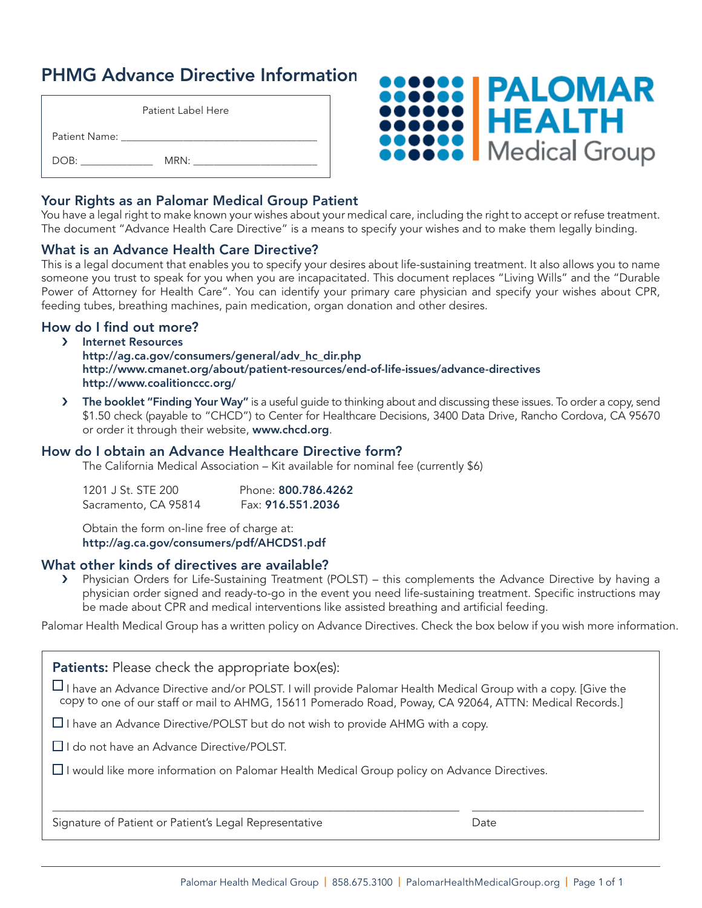# PHMG Advance Directive Information

Patient Label Here

Patient Name: ___________________________________

DOB: _____________ MRN: ______________________

PALOMAR HEALTH Medical Group

## Your Rights as an Palomar Medical Group Patient

You have a legal right to make known your wishes about your medical care, including the right to accept or refuse treatment. The document "Advance Health Care Directive" is a means to specify your wishes and to make them legally binding.

## What is an Advance Health Care Directive?

This is a legal document that enables you to specify your desires about life-sustaining treatment. It also allows you to name someone you trust to speak for you when you are incapacitated. This document replaces "Living Wills" and the "Durable Power of Attorney for Health Care". You can identify your primary care physician and specify your wishes about CPR, feeding tubes, breathing machines, pain medication, organ donation and other desires.

## How do I find out more?

- **Internet Resources**
  **http://ag.ca.gov/consumers/general/adv_hc_dir.php**
  **http://www.cmanet.org/about/patient-resources/end-of-life-issues/advance-directives**
  **http://www.coalitionccc.org/**
- **The booklet "Finding Your Way"** is a useful guide to thinking about and discussing these issues. To order a copy, send $1.50 check (payable to "CHCD") to Center for Healthcare Decisions, 3400 Data Drive, Rancho Cordova, CA 95670 or order it through their website, **www.chcd.org**.

## How do I obtain an Advance Healthcare Directive form?

The California Medical Association – Kit available for nominal fee (currently $6)

1201 J St. STE 200
Sacramento, CA 95814

Phone: **800.786.4262**
Fax: **916.551.2036**

Obtain the form on-line free of charge at:
**http://ag.ca.gov/consumers/pdf/AHCDS1.pdf**

## What other kinds of directives are available?

- Physician Orders for Life-Sustaining Treatment (POLST) – this complements the Advance Directive by having a physician order signed and ready-to-go in the event you need life-sustaining treatment. Specific instructions may be made about CPR and medical interventions like assisted breathing and artificial feeding.

Palomar Health Medical Group has a written policy on Advance Directives. Check the box below if you wish more information.

**Patients:** Please check the appropriate box(es):

☐ I have an Advance Directive and/or POLST. I will provide Palomar Health Medical Group with a copy. [Give the copy to one of our staff or mail to AHMG, 15611 Pomerado Road, Poway, CA 92064, ATTN: Medical Records.]

☐ I have an Advance Directive/POLST but do not wish to provide AHMG with a copy.

☐ I do not have an Advance Directive/POLST.

☐ I would like more information on Palomar Health Medical Group policy on Advance Directives.

_______________________________________________ ____________________

Signature of Patient or Patient's Legal Representative Date